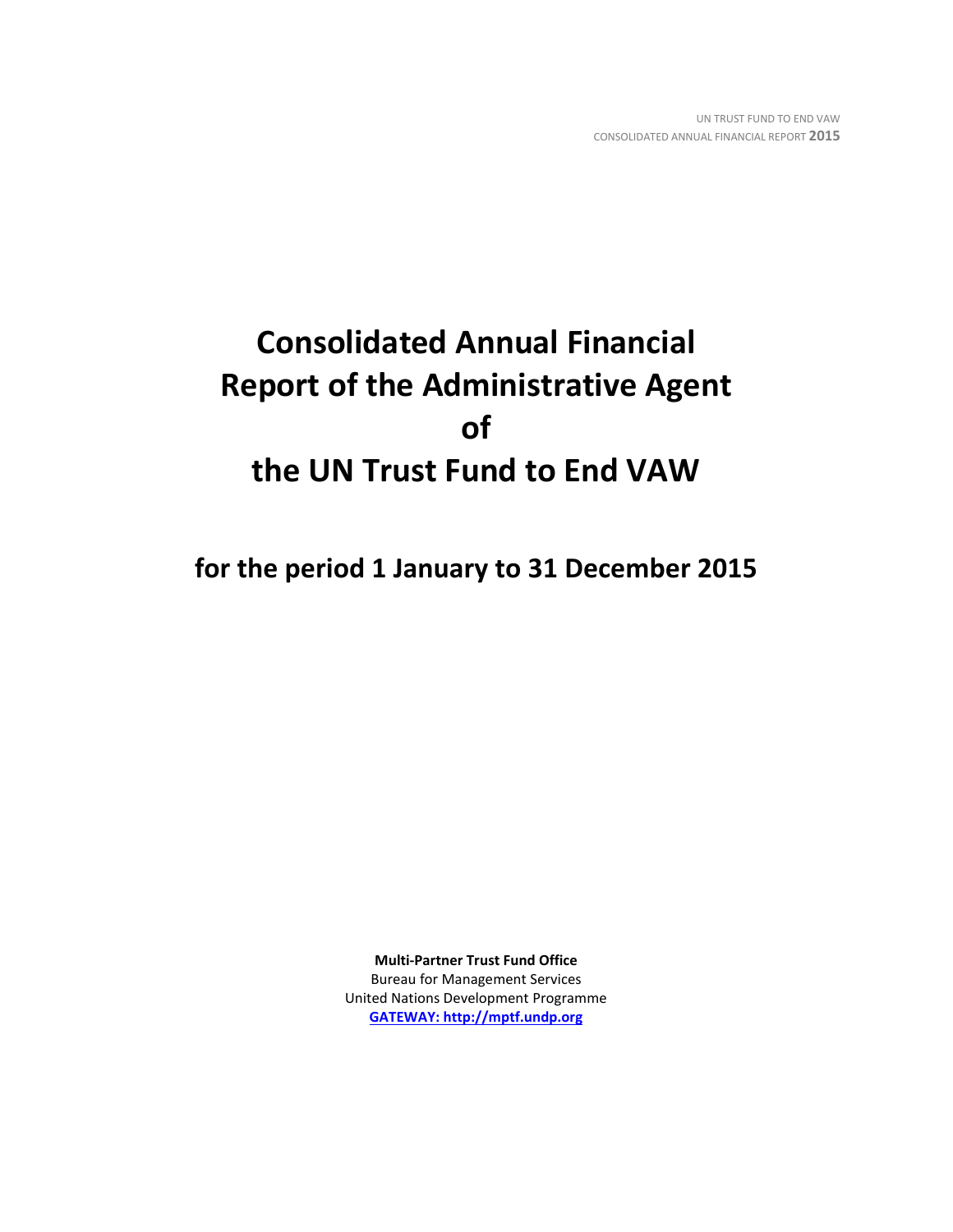# Consolidated Annual Financial Report of the Administrative Agent of the UN Trust Fund to End VAW

## for the period 1 January to 31 December 2015

**Multi-Partner Trust Fund Office**
Bureau for Management Services
United Nations Development Programme
**GATEWAY: http://mptf.undp.org**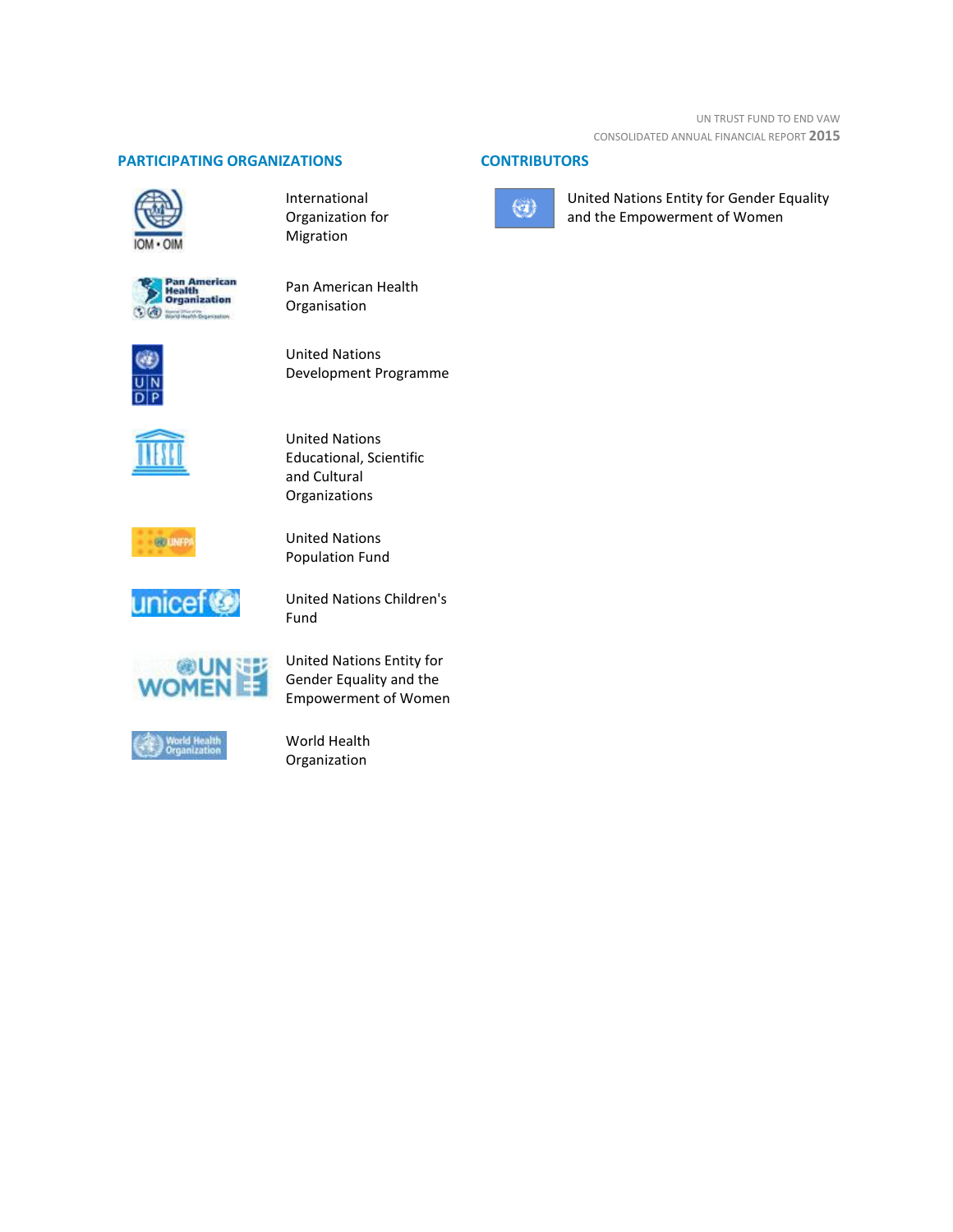## PARTICIPATING ORGANIZATIONS

- International Organization for Migration
- Pan American Health Organisation
- United Nations Development Programme
- United Nations Educational, Scientific and Cultural Organizations
- United Nations Population Fund
- United Nations Children's Fund
- United Nations Entity for Gender Equality and the Empowerment of Women
- World Health Organization

## CONTRIBUTORS

- United Nations Entity for Gender Equality and the Empowerment of Women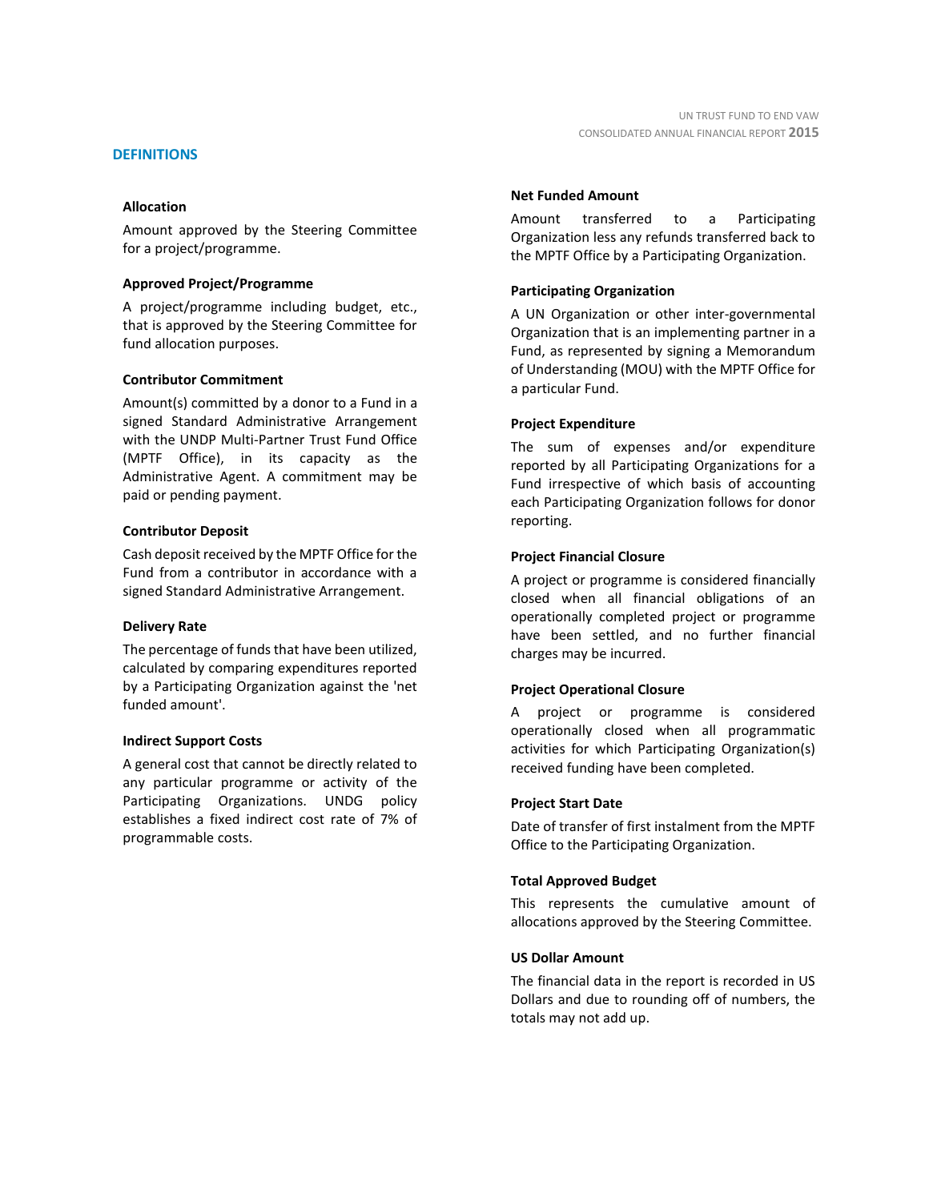## DEFINITIONS

**Allocation**

Amount approved by the Steering Committee for a project/programme.

**Approved Project/Programme**

A project/programme including budget, etc., that is approved by the Steering Committee for fund allocation purposes.

**Contributor Commitment**

Amount(s) committed by a donor to a Fund in a signed Standard Administrative Arrangement with the UNDP Multi-Partner Trust Fund Office (MPTF Office), in its capacity as the Administrative Agent. A commitment may be paid or pending payment.

**Contributor Deposit**

Cash deposit received by the MPTF Office for the Fund from a contributor in accordance with a signed Standard Administrative Arrangement.

**Delivery Rate**

The percentage of funds that have been utilized, calculated by comparing expenditures reported by a Participating Organization against the 'net funded amount'.

**Indirect Support Costs**

A general cost that cannot be directly related to any particular programme or activity of the Participating Organizations. UNDG policy establishes a fixed indirect cost rate of 7% of programmable costs.

**Net Funded Amount**

Amount transferred to a Participating Organization less any refunds transferred back to the MPTF Office by a Participating Organization.

**Participating Organization**

A UN Organization or other inter-governmental Organization that is an implementing partner in a Fund, as represented by signing a Memorandum of Understanding (MOU) with the MPTF Office for a particular Fund.

**Project Expenditure**

The sum of expenses and/or expenditure reported by all Participating Organizations for a Fund irrespective of which basis of accounting each Participating Organization follows for donor reporting.

**Project Financial Closure**

A project or programme is considered financially closed when all financial obligations of an operationally completed project or programme have been settled, and no further financial charges may be incurred.

**Project Operational Closure**

A project or programme is considered operationally closed when all programmatic activities for which Participating Organization(s) received funding have been completed.

**Project Start Date**

Date of transfer of first instalment from the MPTF Office to the Participating Organization.

**Total Approved Budget**

This represents the cumulative amount of allocations approved by the Steering Committee.

**US Dollar Amount**

The financial data in the report is recorded in US Dollars and due to rounding off of numbers, the totals may not add up.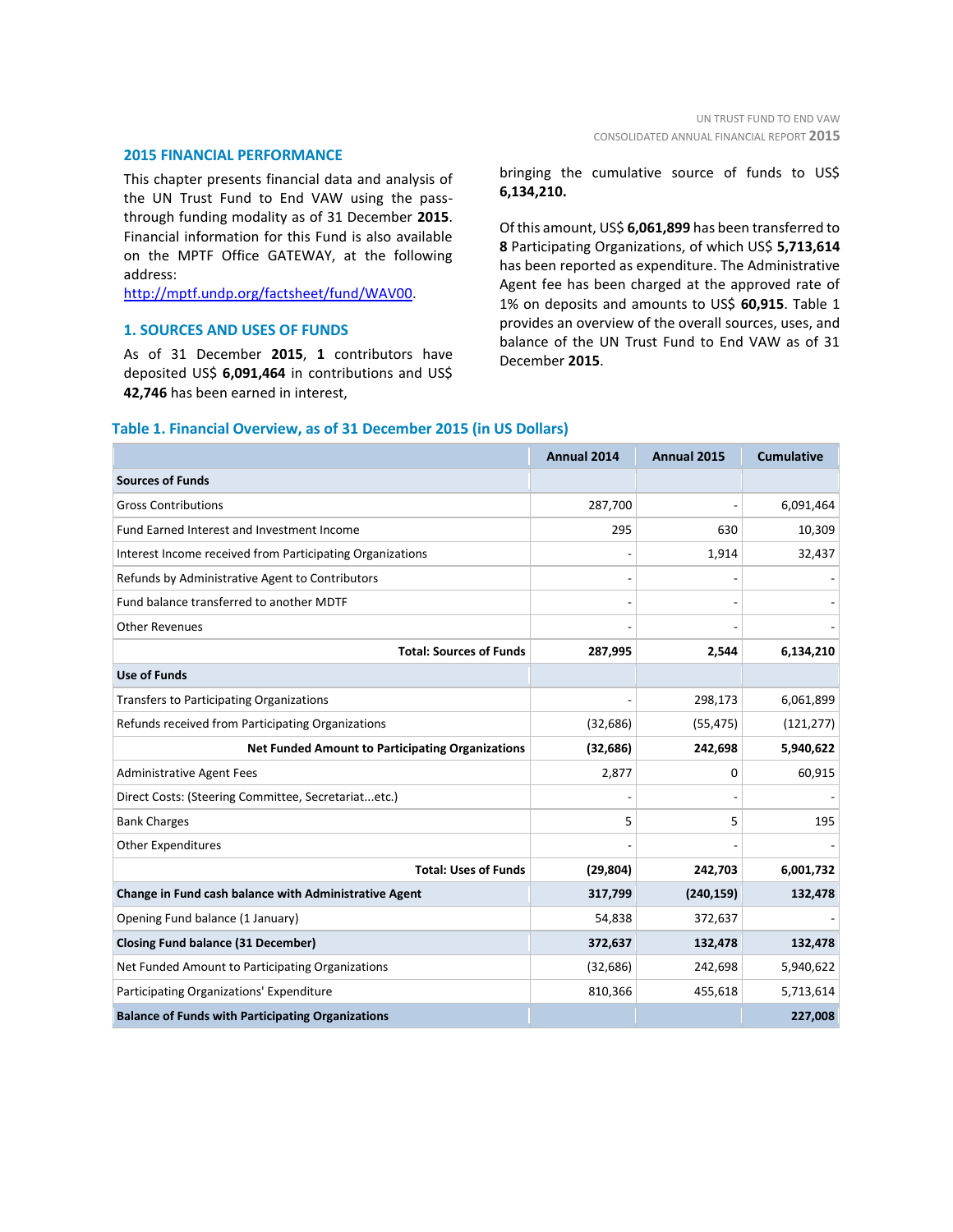## 2015 FINANCIAL PERFORMANCE

This chapter presents financial data and analysis of the UN Trust Fund to End VAW using the pass-through funding modality as of 31 December **2015**. Financial information for this Fund is also available on the MPTF Office GATEWAY, at the following address: http://mptf.undp.org/factsheet/fund/WAV00.

## 1. SOURCES AND USES OF FUNDS

As of 31 December **2015**, **1** contributors have deposited US$ **6,091,464** in contributions and US$ **42,746** has been earned in interest, bringing the cumulative source of funds to US$ **6,134,210.**

Of this amount, US$ **6,061,899** has been transferred to **8** Participating Organizations, of which US$ **5,713,614** has been reported as expenditure. The Administrative Agent fee has been charged at the approved rate of 1% on deposits and amounts to US$ **60,915**. Table 1 provides an overview of the overall sources, uses, and balance of the UN Trust Fund to End VAW as of 31 December **2015**.

### Table 1. Financial Overview, as of 31 December 2015 (in US Dollars)

| | Annual 2014 | Annual 2015 | Cumulative |
|---|---|---|---|
| **Sources of Funds** | | | |
| Gross Contributions | 287,700 | - | 6,091,464 |
| Fund Earned Interest and Investment Income | 295 | 630 | 10,309 |
| Interest Income received from Participating Organizations | - | 1,914 | 32,437 |
| Refunds by Administrative Agent to Contributors | - | - | - |
| Fund balance transferred to another MDTF | - | - | - |
| Other Revenues | - | - | - |
| **Total: Sources of Funds** | **287,995** | **2,544** | **6,134,210** |
| **Use of Funds** | | | |
| Transfers to Participating Organizations | - | 298,173 | 6,061,899 |
| Refunds received from Participating Organizations | (32,686) | (55,475) | (121,277) |
| **Net Funded Amount to Participating Organizations** | **(32,686)** | **242,698** | **5,940,622** |
| Administrative Agent Fees | 2,877 | 0 | 60,915 |
| Direct Costs: (Steering Committee, Secretariat...etc.) | - | - | - |
| Bank Charges | 5 | 5 | 195 |
| Other Expenditures | - | - | - |
| **Total: Uses of Funds** | **(29,804)** | **242,703** | **6,001,732** |
| **Change in Fund cash balance with Administrative Agent** | **317,799** | **(240,159)** | **132,478** |
| Opening Fund balance (1 January) | 54,838 | 372,637 | - |
| **Closing Fund balance (31 December)** | **372,637** | **132,478** | **132,478** |
| Net Funded Amount to Participating Organizations | (32,686) | 242,698 | 5,940,622 |
| Participating Organizations' Expenditure | 810,366 | 455,618 | 5,713,614 |
| **Balance of Funds with Participating Organizations** | | | **227,008** |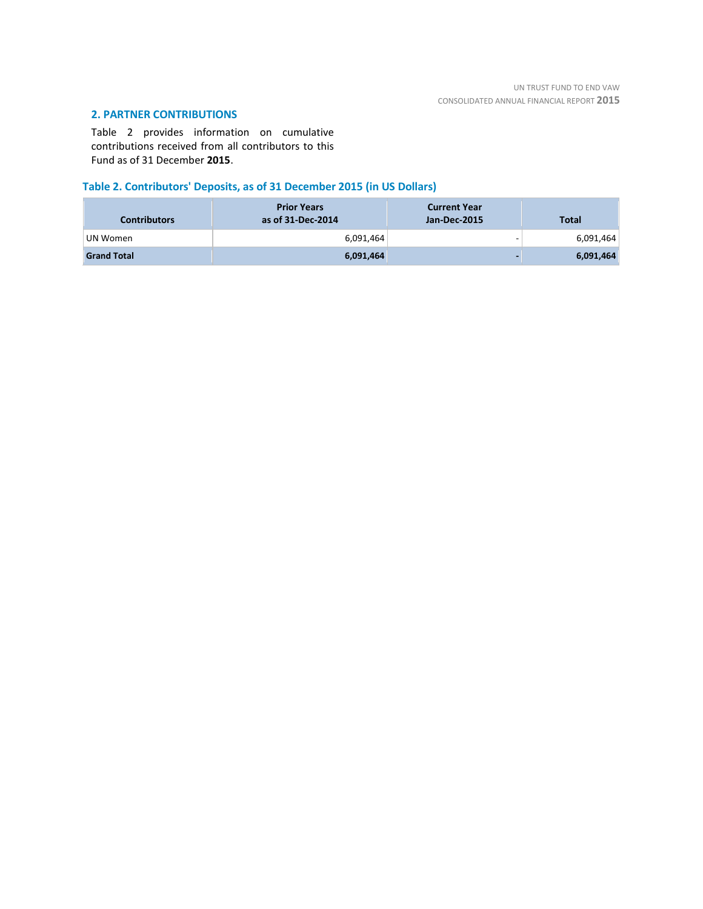## 2. PARTNER CONTRIBUTIONS

Table 2 provides information on cumulative contributions received from all contributors to this Fund as of 31 December **2015**.

### Table 2. Contributors' Deposits, as of 31 December 2015 (in US Dollars)

| Contributors | Prior Years as of 31-Dec-2014 | Current Year Jan-Dec-2015 | Total |
|---|---|---|---|
| UN Women | 6,091,464 | - | 6,091,464 |
| **Grand Total** | **6,091,464** | **-** | **6,091,464** |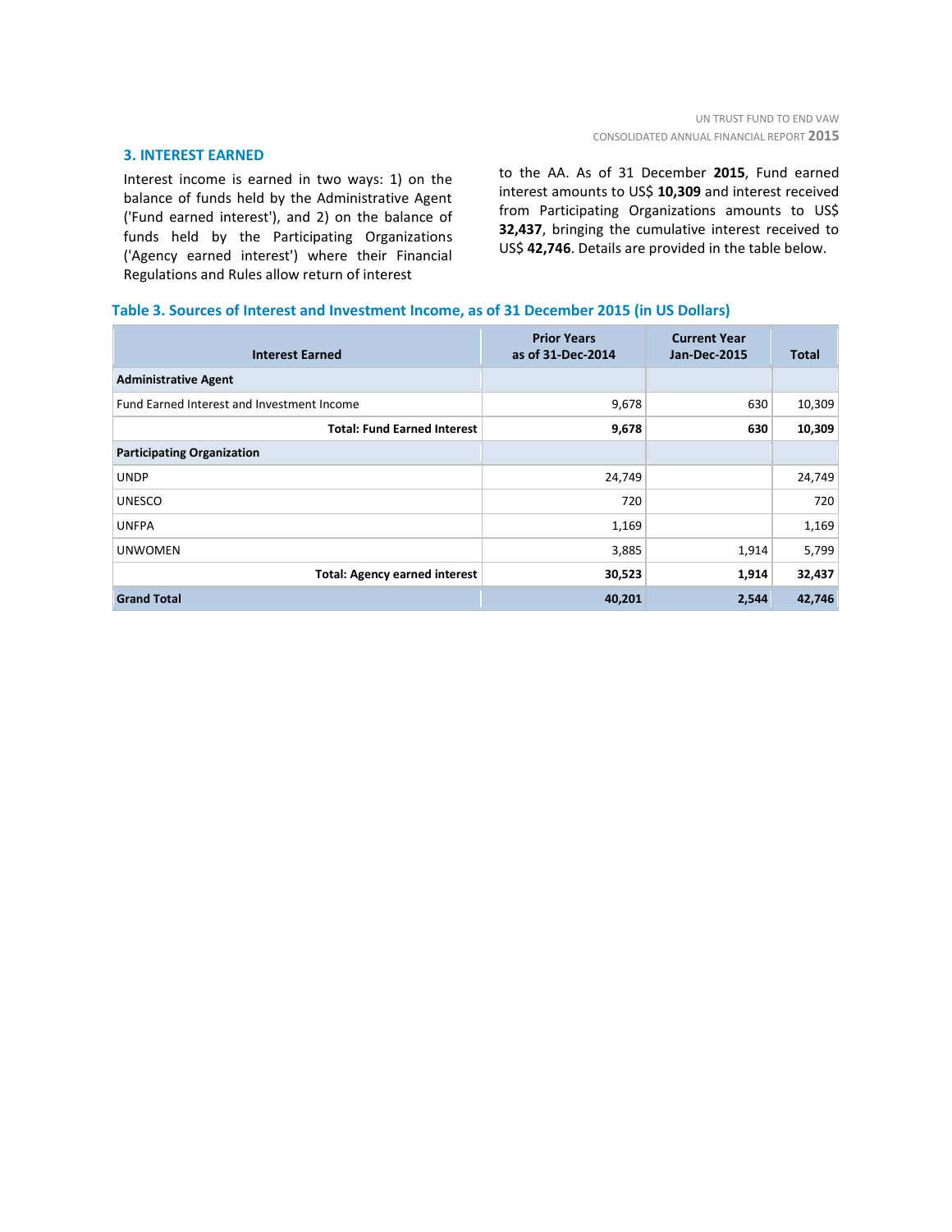## 3. INTEREST EARNED

Interest income is earned in two ways: 1) on the balance of funds held by the Administrative Agent ('Fund earned interest'), and 2) on the balance of funds held by the Participating Organizations ('Agency earned interest') where their Financial Regulations and Rules allow return of interest to the AA. As of 31 December **2015**, Fund earned interest amounts to US$ **10,309** and interest received from Participating Organizations amounts to US$ **32,437**, bringing the cumulative interest received to US$ **42,746**. Details are provided in the table below.

### Table 3. Sources of Interest and Investment Income, as of 31 December 2015 (in US Dollars)

| Interest Earned | Prior Years as of 31-Dec-2014 | Current Year Jan-Dec-2015 | Total |
|---|---|---|---|
| **Administrative Agent** | | | |
| Fund Earned Interest and Investment Income | 9,678 | 630 | 10,309 |
| **Total: Fund Earned Interest** | **9,678** | **630** | **10,309** |
| **Participating Organization** | | | |
| UNDP | 24,749 | | 24,749 |
| UNESCO | 720 | | 720 |
| UNFPA | 1,169 | | 1,169 |
| UNWOMEN | 3,885 | 1,914 | 5,799 |
| **Total: Agency earned interest** | **30,523** | **1,914** | **32,437** |
| **Grand Total** | **40,201** | **2,544** | **42,746** |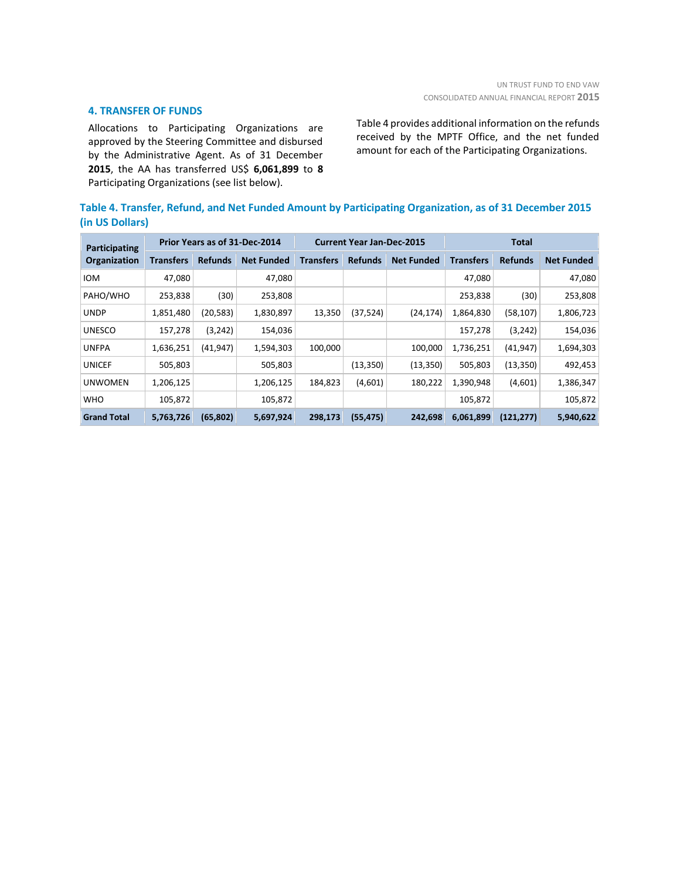## 4. TRANSFER OF FUNDS

Allocations to Participating Organizations are approved by the Steering Committee and disbursed by the Administrative Agent. As of 31 December **2015**, the AA has transferred US$ **6,061,899** to **8** Participating Organizations (see list below).

Table 4 provides additional information on the refunds received by the MPTF Office, and the net funded amount for each of the Participating Organizations.

**Table 4. Transfer, Refund, and Net Funded Amount by Participating Organization, as of 31 December 2015 (in US Dollars)**

| Participating Organization | Prior Years as of 31-Dec-2014 | | | Current Year Jan-Dec-2015 | | | Total | | |
|---|---|---|---|---|---|---|---|---|---|
| | Transfers | Refunds | Net Funded | Transfers | Refunds | Net Funded | Transfers | Refunds | Net Funded |
| IOM | 47,080 | | 47,080 | | | | 47,080 | | 47,080 |
| PAHO/WHO | 253,838 | (30) | 253,808 | | | | 253,838 | (30) | 253,808 |
| UNDP | 1,851,480 | (20,583) | 1,830,897 | 13,350 | (37,524) | (24,174) | 1,864,830 | (58,107) | 1,806,723 |
| UNESCO | 157,278 | (3,242) | 154,036 | | | | 157,278 | (3,242) | 154,036 |
| UNFPA | 1,636,251 | (41,947) | 1,594,303 | 100,000 | | 100,000 | 1,736,251 | (41,947) | 1,694,303 |
| UNICEF | 505,803 | | 505,803 | | (13,350) | (13,350) | 505,803 | (13,350) | 492,453 |
| UNWOMEN | 1,206,125 | | 1,206,125 | 184,823 | (4,601) | 180,222 | 1,390,948 | (4,601) | 1,386,347 |
| WHO | 105,872 | | 105,872 | | | | 105,872 | | 105,872 |
| **Grand Total** | **5,763,726** | **(65,802)** | **5,697,924** | **298,173** | **(55,475)** | **242,698** | **6,061,899** | **(121,277)** | **5,940,622** |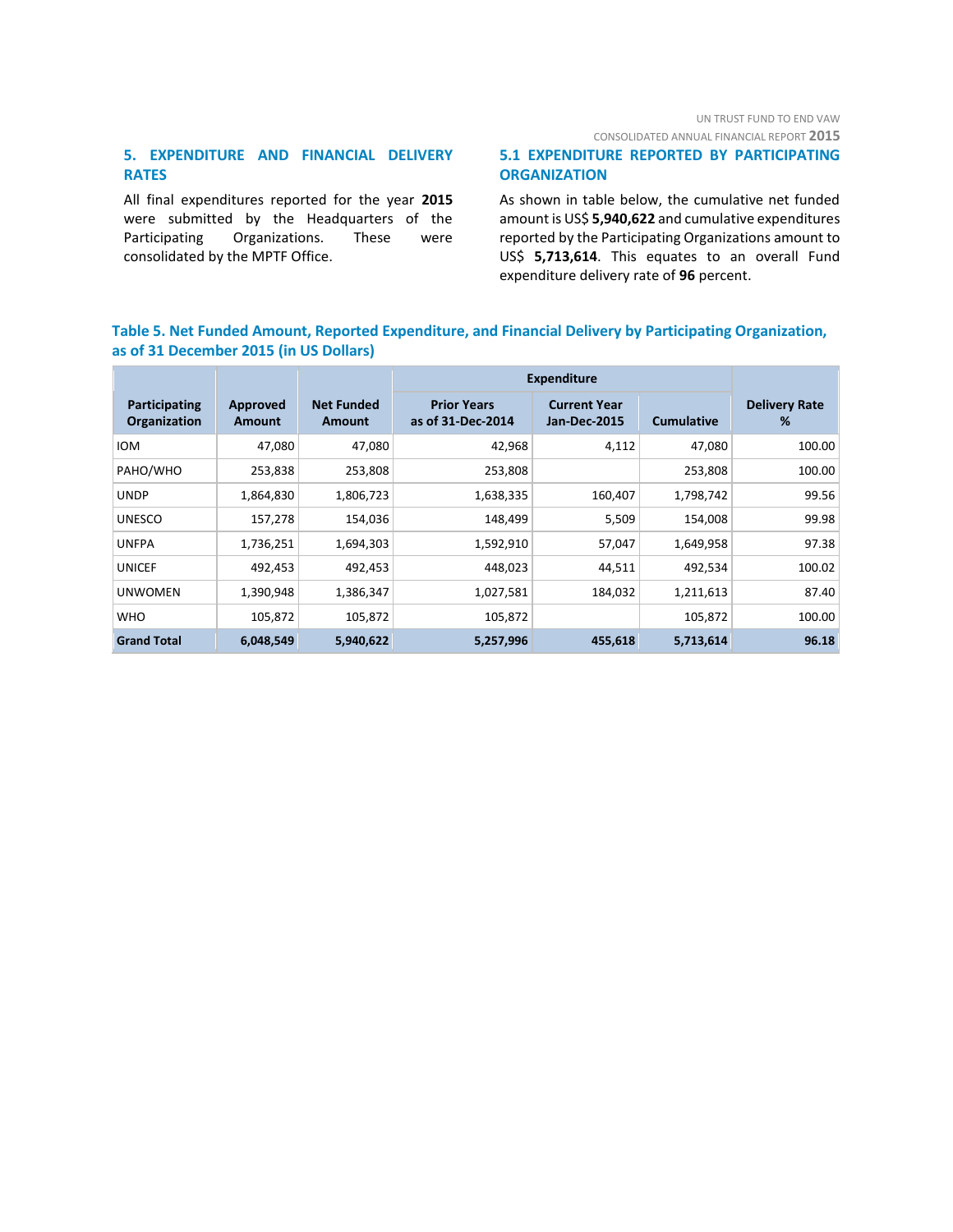## 5. EXPENDITURE AND FINANCIAL DELIVERY RATES

All final expenditures reported for the year **2015** were submitted by the Headquarters of the Participating Organizations. These were consolidated by the MPTF Office.

### 5.1 EXPENDITURE REPORTED BY PARTICIPATING ORGANIZATION

As shown in table below, the cumulative net funded amount is US$ **5,940,622** and cumulative expenditures reported by the Participating Organizations amount to US$ **5,713,614**. This equates to an overall Fund expenditure delivery rate of **96** percent.

**Table 5. Net Funded Amount, Reported Expenditure, and Financial Delivery by Participating Organization, as of 31 December 2015 (in US Dollars)**

| Participating Organization | Approved Amount | Net Funded Amount | Expenditure | | | Delivery Rate % |
|---|---|---|---|---|---|---|
| | | | Prior Years as of 31-Dec-2014 | Current Year Jan-Dec-2015 | Cumulative | |
| IOM | 47,080 | 47,080 | 42,968 | 4,112 | 47,080 | 100.00 |
| PAHO/WHO | 253,838 | 253,808 | 253,808 | | 253,808 | 100.00 |
| UNDP | 1,864,830 | 1,806,723 | 1,638,335 | 160,407 | 1,798,742 | 99.56 |
| UNESCO | 157,278 | 154,036 | 148,499 | 5,509 | 154,008 | 99.98 |
| UNFPA | 1,736,251 | 1,694,303 | 1,592,910 | 57,047 | 1,649,958 | 97.38 |
| UNICEF | 492,453 | 492,453 | 448,023 | 44,511 | 492,534 | 100.02 |
| UNWOMEN | 1,390,948 | 1,386,347 | 1,027,581 | 184,032 | 1,211,613 | 87.40 |
| WHO | 105,872 | 105,872 | 105,872 | | 105,872 | 100.00 |
| **Grand Total** | **6,048,549** | **5,940,622** | **5,257,996** | **455,618** | **5,713,614** | **96.18** |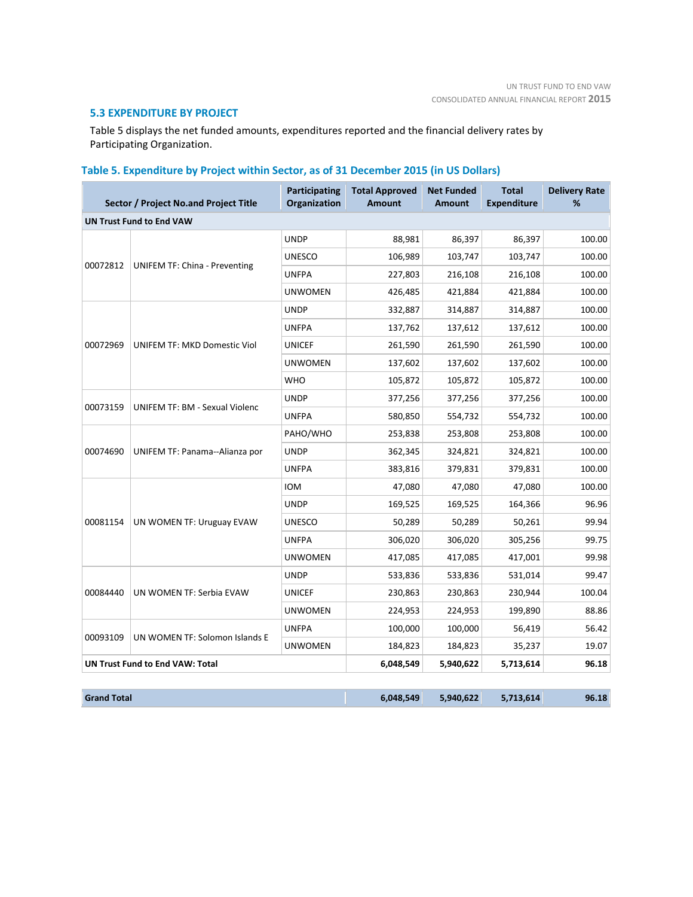## 5.3 EXPENDITURE BY PROJECT

Table 5 displays the net funded amounts, expenditures reported and the financial delivery rates by Participating Organization.

### Table 5. Expenditure by Project within Sector, as of 31 December 2015 (in US Dollars)

| Sector / Project No.and Project Title | | Participating Organization | Total Approved Amount | Net Funded Amount | Total Expenditure | Delivery Rate % |
|---|---|---|---|---|---|---|
| **UN Trust Fund to End VAW** | | | | | | |
| 00072812 | UNIFEM TF: China - Preventing | UNDP | 88,981 | 86,397 | 86,397 | 100.00 |
| | | UNESCO | 106,989 | 103,747 | 103,747 | 100.00 |
| | | UNFPA | 227,803 | 216,108 | 216,108 | 100.00 |
| | | UNWOMEN | 426,485 | 421,884 | 421,884 | 100.00 |
| 00072969 | UNIFEM TF: MKD Domestic Viol | UNDP | 332,887 | 314,887 | 314,887 | 100.00 |
| | | UNFPA | 137,762 | 137,612 | 137,612 | 100.00 |
| | | UNICEF | 261,590 | 261,590 | 261,590 | 100.00 |
| | | UNWOMEN | 137,602 | 137,602 | 137,602 | 100.00 |
| | | WHO | 105,872 | 105,872 | 105,872 | 100.00 |
| 00073159 | UNIFEM TF: BM - Sexual Violenc | UNDP | 377,256 | 377,256 | 377,256 | 100.00 |
| | | UNFPA | 580,850 | 554,732 | 554,732 | 100.00 |
| 00074690 | UNIFEM TF: Panama--Alianza por | PAHO/WHO | 253,838 | 253,808 | 253,808 | 100.00 |
| | | UNDP | 362,345 | 324,821 | 324,821 | 100.00 |
| | | UNFPA | 383,816 | 379,831 | 379,831 | 100.00 |
| 00081154 | UN WOMEN TF: Uruguay EVAW | IOM | 47,080 | 47,080 | 47,080 | 100.00 |
| | | UNDP | 169,525 | 169,525 | 164,366 | 96.96 |
| | | UNESCO | 50,289 | 50,289 | 50,261 | 99.94 |
| | | UNFPA | 306,020 | 306,020 | 305,256 | 99.75 |
| | | UNWOMEN | 417,085 | 417,085 | 417,001 | 99.98 |
| 00084440 | UN WOMEN TF: Serbia EVAW | UNDP | 533,836 | 533,836 | 531,014 | 99.47 |
| | | UNICEF | 230,863 | 230,863 | 230,944 | 100.04 |
| | | UNWOMEN | 224,953 | 224,953 | 199,890 | 88.86 |
| 00093109 | UN WOMEN TF: Solomon Islands E | UNFPA | 100,000 | 100,000 | 56,419 | 56.42 |
| | | UNWOMEN | 184,823 | 184,823 | 35,237 | 19.07 |
| **UN Trust Fund to End VAW: Total** | | | **6,048,549** | **5,940,622** | **5,713,614** | **96.18** |
| | | | | | | |
| **Grand Total** | | | **6,048,549** | **5,940,622** | **5,713,614** | **96.18** |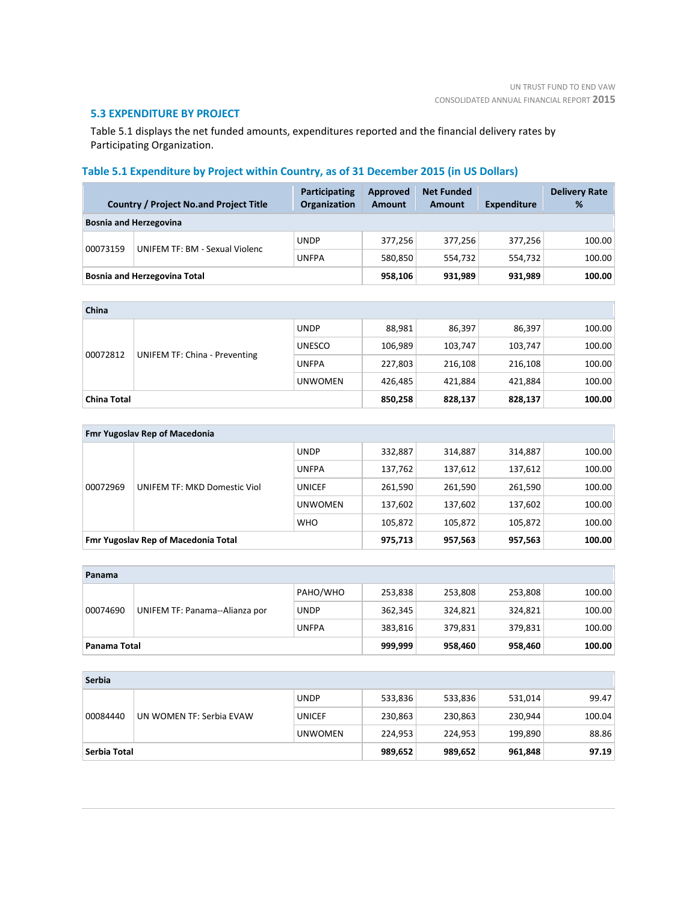## 5.3 EXPENDITURE BY PROJECT

Table 5.1 displays the net funded amounts, expenditures reported and the financial delivery rates by Participating Organization.

### Table 5.1 Expenditure by Project within Country, as of 31 December 2015 (in US Dollars)

| Country / Project No.and Project Title | | Participating Organization | Approved Amount | Net Funded Amount | Expenditure | Delivery Rate % |
|---|---|---|---|---|---|---|
| **Bosnia and Herzegovina** | | | | | | |
| 00073159 | UNIFEM TF: BM - Sexual Violenc | UNDP | 377,256 | 377,256 | 377,256 | 100.00 |
| | | UNFPA | 580,850 | 554,732 | 554,732 | 100.00 |
| **Bosnia and Herzegovina Total** | | | **958,106** | **931,989** | **931,989** | **100.00** |
| **China** | | | | | | |
| 00072812 | UNIFEM TF: China - Preventing | UNDP | 88,981 | 86,397 | 86,397 | 100.00 |
| | | UNESCO | 106,989 | 103,747 | 103,747 | 100.00 |
| | | UNFPA | 227,803 | 216,108 | 216,108 | 100.00 |
| | | UNWOMEN | 426,485 | 421,884 | 421,884 | 100.00 |
| **China Total** | | | **850,258** | **828,137** | **828,137** | **100.00** |
| **Fmr Yugoslav Rep of Macedonia** | | | | | | |
| 00072969 | UNIFEM TF: MKD Domestic Viol | UNDP | 332,887 | 314,887 | 314,887 | 100.00 |
| | | UNFPA | 137,762 | 137,612 | 137,612 | 100.00 |
| | | UNICEF | 261,590 | 261,590 | 261,590 | 100.00 |
| | | UNWOMEN | 137,602 | 137,602 | 137,602 | 100.00 |
| | | WHO | 105,872 | 105,872 | 105,872 | 100.00 |
| **Fmr Yugoslav Rep of Macedonia Total** | | | **975,713** | **957,563** | **957,563** | **100.00** |
| **Panama** | | | | | | |
| 00074690 | UNIFEM TF: Panama--Alianza por | PAHO/WHO | 253,838 | 253,808 | 253,808 | 100.00 |
| | | UNDP | 362,345 | 324,821 | 324,821 | 100.00 |
| | | UNFPA | 383,816 | 379,831 | 379,831 | 100.00 |
| **Panama Total** | | | **999,999** | **958,460** | **958,460** | **100.00** |
| **Serbia** | | | | | | |
| 00084440 | UN WOMEN TF: Serbia EVAW | UNDP | 533,836 | 533,836 | 531,014 | 99.47 |
| | | UNICEF | 230,863 | 230,863 | 230,944 | 100.04 |
| | | UNWOMEN | 224,953 | 224,953 | 199,890 | 88.86 |
| **Serbia Total** | | | **989,652** | **989,652** | **961,848** | **97.19** |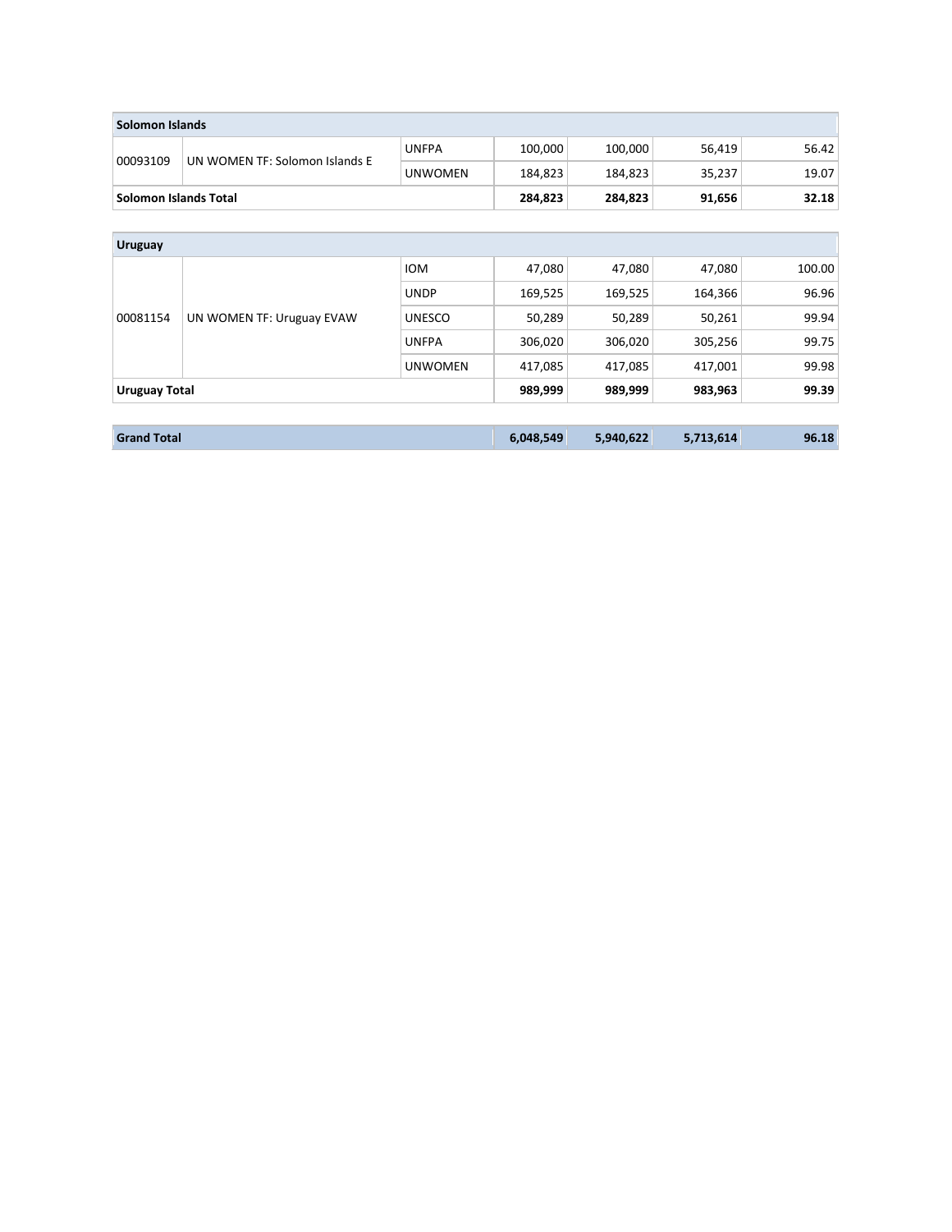| Solomon Islands | | | | | | |
|---|---|---|---|---|---|---|
| 00093109 | UN WOMEN TF: Solomon Islands E | UNFPA | 100,000 | 100,000 | 56,419 | 56.42 |
| | | UNWOMEN | 184,823 | 184,823 | 35,237 | 19.07 |
| **Solomon Islands Total** | | | **284,823** | **284,823** | **91,656** | **32.18** |

| Uruguay | | | | | | |
|---|---|---|---|---|---|---|
| 00081154 | UN WOMEN TF: Uruguay EVAW | IOM | 47,080 | 47,080 | 47,080 | 100.00 |
| | | UNDP | 169,525 | 169,525 | 164,366 | 96.96 |
| | | UNESCO | 50,289 | 50,289 | 50,261 | 99.94 |
| | | UNFPA | 306,020 | 306,020 | 305,256 | 99.75 |
| | | UNWOMEN | 417,085 | 417,085 | 417,001 | 99.98 |
| **Uruguay Total** | | | **989,999** | **989,999** | **983,963** | **99.39** |

| **Grand Total** | | | **6,048,549** | **5,940,622** | **5,713,614** | **96.18** |
|---|---|---|---|---|---|---|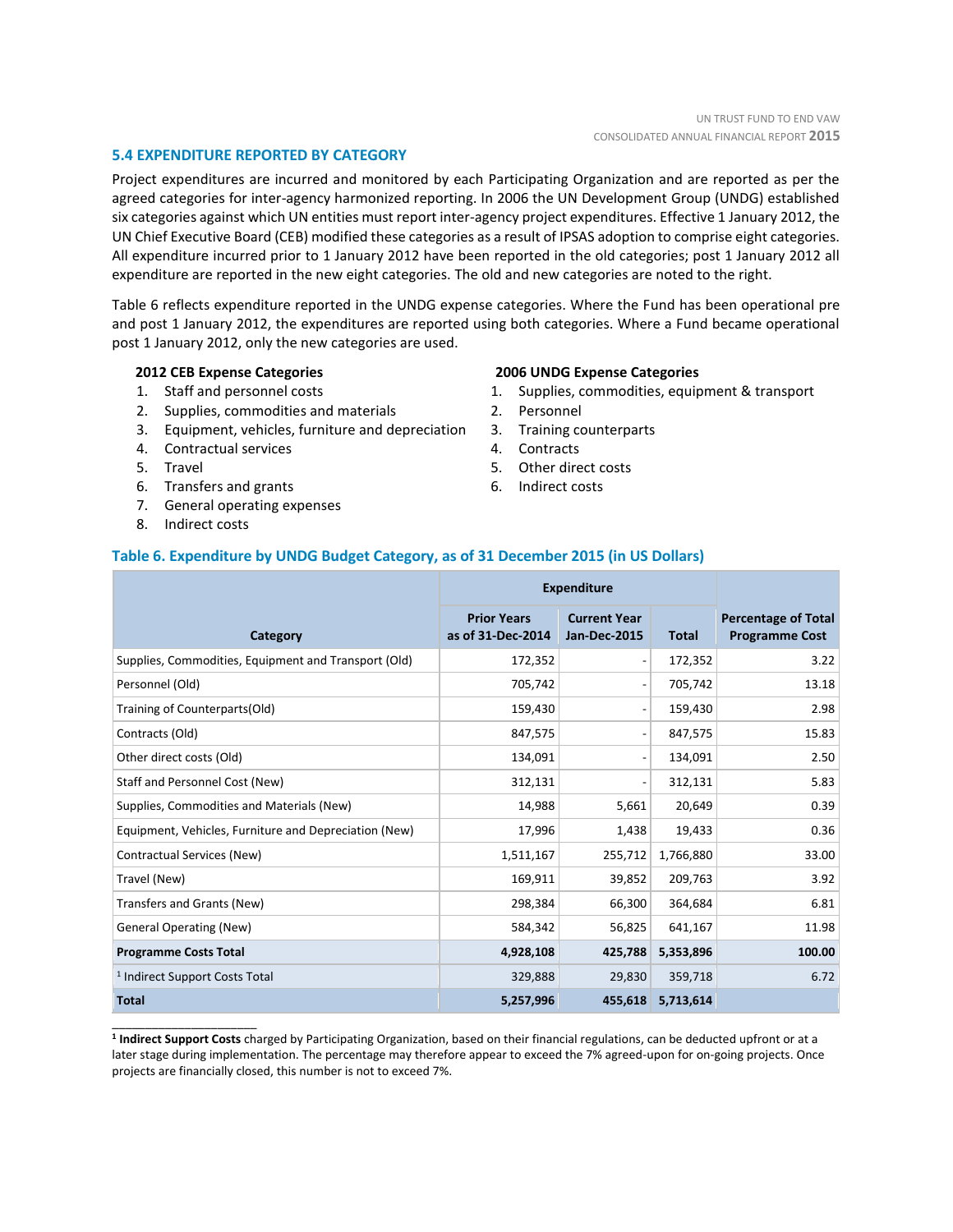### 5.4 EXPENDITURE REPORTED BY CATEGORY

Project expenditures are incurred and monitored by each Participating Organization and are reported as per the agreed categories for inter-agency harmonized reporting. In 2006 the UN Development Group (UNDG) established six categories against which UN entities must report inter-agency project expenditures. Effective 1 January 2012, the UN Chief Executive Board (CEB) modified these categories as a result of IPSAS adoption to comprise eight categories. All expenditure incurred prior to 1 January 2012 have been reported in the old categories; post 1 January 2012 all expenditure are reported in the new eight categories. The old and new categories are noted to the right.

Table 6 reflects expenditure reported in the UNDG expense categories. Where the Fund has been operational pre and post 1 January 2012, the expenditures are reported using both categories. Where a Fund became operational post 1 January 2012, only the new categories are used.

**2012 CEB Expense Categories**

1. Staff and personnel costs
2. Supplies, commodities and materials
3. Equipment, vehicles, furniture and depreciation
4. Contractual services
5. Travel
6. Transfers and grants
7. General operating expenses
8. Indirect costs

**2006 UNDG Expense Categories**

1. Supplies, commodities, equipment & transport
2. Personnel
3. Training counterparts
4. Contracts
5. Other direct costs
6. Indirect costs

**Table 6. Expenditure by UNDG Budget Category, as of 31 December 2015 (in US Dollars)**

| Category | Expenditure | | | Percentage of Total Programme Cost |
|---|---|---|---|---|
| | Prior Years as of 31-Dec-2014 | Current Year Jan-Dec-2015 | Total | |
| Supplies, Commodities, Equipment and Transport (Old) | 172,352 | - | 172,352 | 3.22 |
| Personnel (Old) | 705,742 | - | 705,742 | 13.18 |
| Training of Counterparts(Old) | 159,430 | - | 159,430 | 2.98 |
| Contracts (Old) | 847,575 | - | 847,575 | 15.83 |
| Other direct costs (Old) | 134,091 | - | 134,091 | 2.50 |
| Staff and Personnel Cost (New) | 312,131 | - | 312,131 | 5.83 |
| Supplies, Commodities and Materials (New) | 14,988 | 5,661 | 20,649 | 0.39 |
| Equipment, Vehicles, Furniture and Depreciation (New) | 17,996 | 1,438 | 19,433 | 0.36 |
| Contractual Services (New) | 1,511,167 | 255,712 | 1,766,880 | 33.00 |
| Travel (New) | 169,911 | 39,852 | 209,763 | 3.92 |
| Transfers and Grants (New) | 298,384 | 66,300 | 364,684 | 6.81 |
| General Operating (New) | 584,342 | 56,825 | 641,167 | 11.98 |
| **Programme Costs Total** | **4,928,108** | **425,788** | **5,353,896** | **100.00** |
| [1] Indirect Support Costs Total | 329,888 | 29,830 | 359,718 | 6.72 |
| **Total** | **5,257,996** | **455,618** | **5,713,614** | |

[1] **Indirect Support Costs** charged by Participating Organization, based on their financial regulations, can be deducted upfront or at a later stage during implementation. The percentage may therefore appear to exceed the 7% agreed-upon for on-going projects. Once projects are financially closed, this number is not to exceed 7%.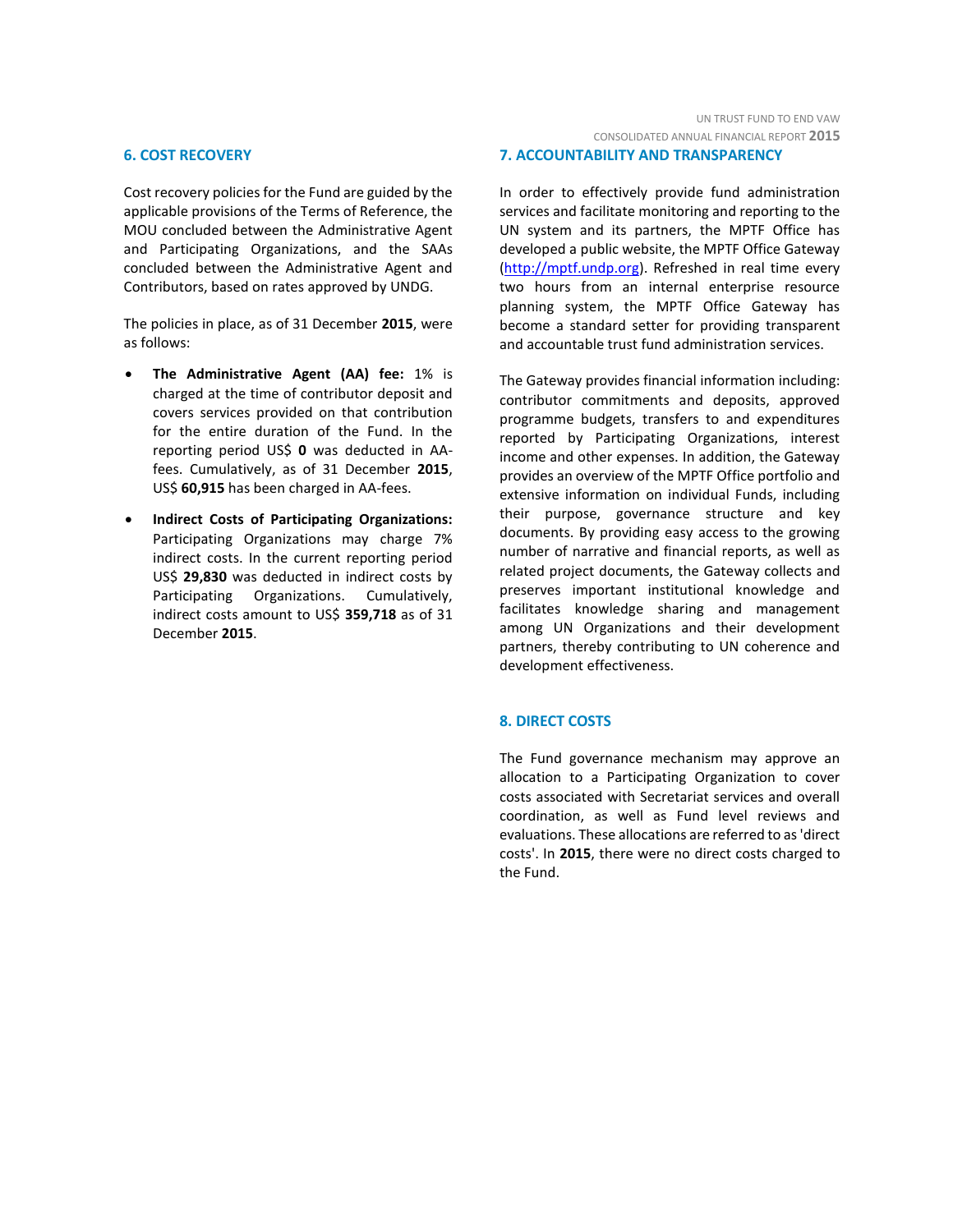## 6. COST RECOVERY

Cost recovery policies for the Fund are guided by the applicable provisions of the Terms of Reference, the MOU concluded between the Administrative Agent and Participating Organizations, and the SAAs concluded between the Administrative Agent and Contributors, based on rates approved by UNDG.

The policies in place, as of 31 December **2015**, were as follows:

- **The Administrative Agent (AA) fee:** 1% is charged at the time of contributor deposit and covers services provided on that contribution for the entire duration of the Fund. In the reporting period US$ **0** was deducted in AA-fees. Cumulatively, as of 31 December **2015**, US$ **60,915** has been charged in AA-fees.
- **Indirect Costs of Participating Organizations:** Participating Organizations may charge 7% indirect costs. In the current reporting period US$ **29,830** was deducted in indirect costs by Participating Organizations. Cumulatively, indirect costs amount to US$ **359,718** as of 31 December **2015**.

## 7. ACCOUNTABILITY AND TRANSPARENCY

In order to effectively provide fund administration services and facilitate monitoring and reporting to the UN system and its partners, the MPTF Office has developed a public website, the MPTF Office Gateway (http://mptf.undp.org). Refreshed in real time every two hours from an internal enterprise resource planning system, the MPTF Office Gateway has become a standard setter for providing transparent and accountable trust fund administration services.

The Gateway provides financial information including: contributor commitments and deposits, approved programme budgets, transfers to and expenditures reported by Participating Organizations, interest income and other expenses. In addition, the Gateway provides an overview of the MPTF Office portfolio and extensive information on individual Funds, including their purpose, governance structure and key documents. By providing easy access to the growing number of narrative and financial reports, as well as related project documents, the Gateway collects and preserves important institutional knowledge and facilitates knowledge sharing and management among UN Organizations and their development partners, thereby contributing to UN coherence and development effectiveness.

## 8. DIRECT COSTS

The Fund governance mechanism may approve an allocation to a Participating Organization to cover costs associated with Secretariat services and overall coordination, as well as Fund level reviews and evaluations. These allocations are referred to as 'direct costs'. In **2015**, there were no direct costs charged to the Fund.